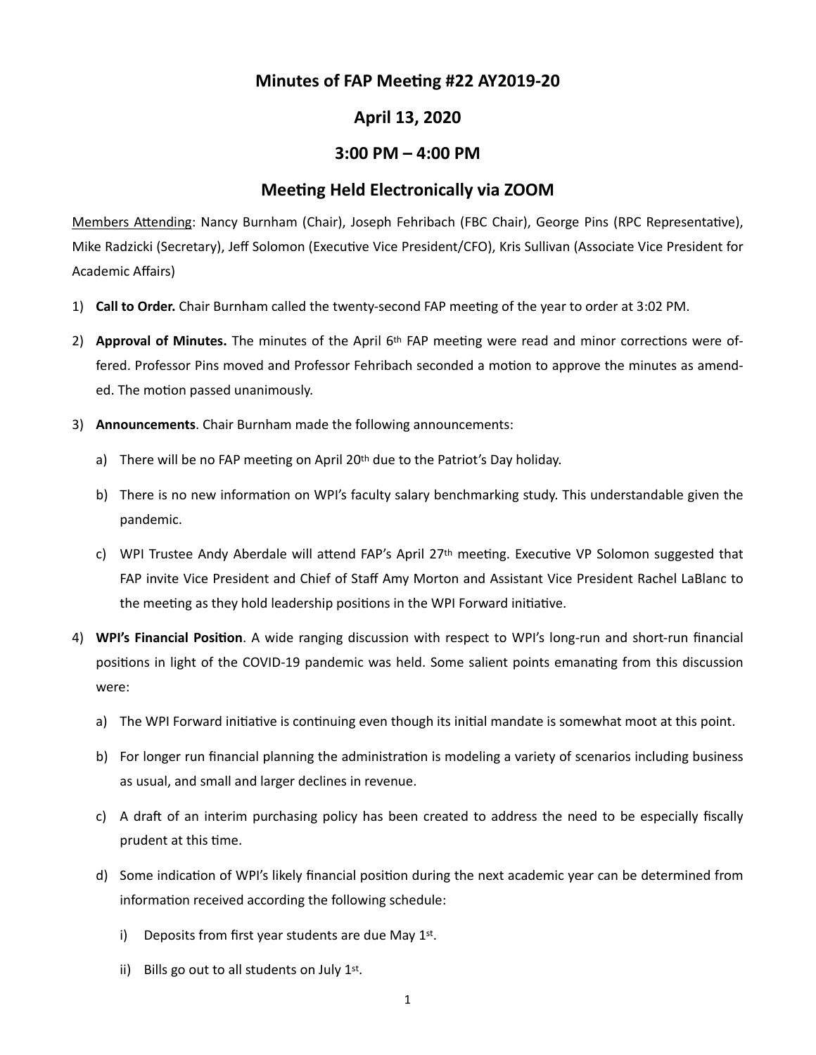# Minutes of FAP Meeting #22 AY2019-20

## April 13, 2020

## 3:00 PM – 4:00 PM

## Meeting Held Electronically via ZOOM

Members Attending: Nancy Burnham (Chair), Joseph Fehribach (FBC Chair), George Pins (RPC Representative), Mike Radzicki (Secretary), Jeff Solomon (Executive Vice President/CFO), Kris Sullivan (Associate Vice President for Academic Affairs)

1) **Call to Order.** Chair Burnham called the twenty-second FAP meeting of the year to order at 3:02 PM.

2) **Approval of Minutes.** The minutes of the April 6th FAP meeting were read and minor corrections were offered. Professor Pins moved and Professor Fehribach seconded a motion to approve the minutes as amended. The motion passed unanimously.

3) **Announcements**. Chair Burnham made the following announcements:

   a) There will be no FAP meeting on April 20th due to the Patriot's Day holiday.

   b) There is no new information on WPI's faculty salary benchmarking study. This understandable given the pandemic.

   c) WPI Trustee Andy Aberdale will attend FAP's April 27th meeting. Executive VP Solomon suggested that FAP invite Vice President and Chief of Staff Amy Morton and Assistant Vice President Rachel LaBlanc to the meeting as they hold leadership positions in the WPI Forward initiative.

4) **WPI's Financial Position**. A wide ranging discussion with respect to WPI's long-run and short-run financial positions in light of the COVID-19 pandemic was held. Some salient points emanating from this discussion were:

   a) The WPI Forward initiative is continuing even though its initial mandate is somewhat moot at this point.

   b) For longer run financial planning the administration is modeling a variety of scenarios including business as usual, and small and larger declines in revenue.

   c) A draft of an interim purchasing policy has been created to address the need to be especially fiscally prudent at this time.

   d) Some indication of WPI's likely financial position during the next academic year can be determined from information received according the following schedule:

      i) Deposits from first year students are due May 1st.

      ii) Bills go out to all students on July 1st.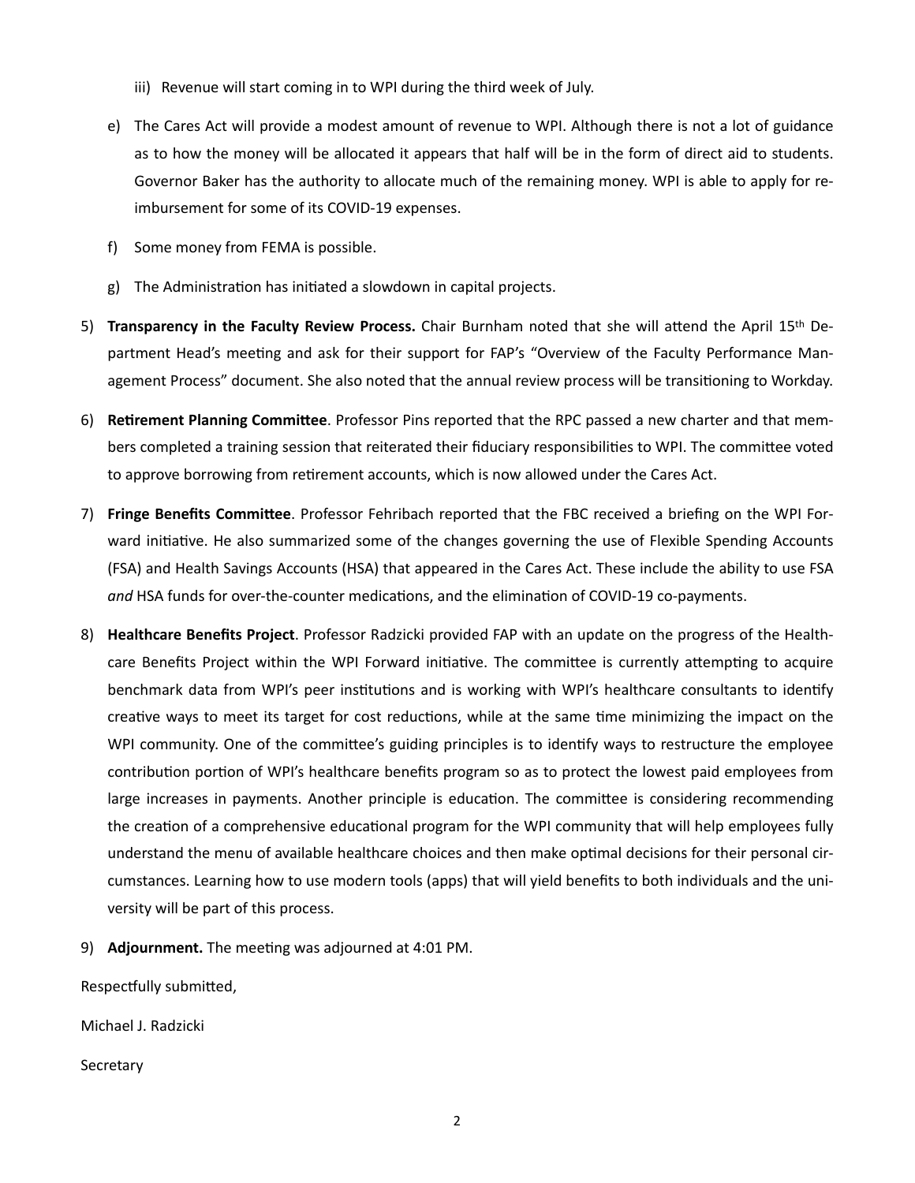iii) Revenue will start coming in to WPI during the third week of July.

   e) The Cares Act will provide a modest amount of revenue to WPI. Although there is not a lot of guidance as to how the money will be allocated it appears that half will be in the form of direct aid to students. Governor Baker has the authority to allocate much of the remaining money. WPI is able to apply for reimbursement for some of its COVID-19 expenses.

   f) Some money from FEMA is possible.

   g) The Administration has initiated a slowdown in capital projects.

5) **Transparency in the Faculty Review Process.** Chair Burnham noted that she will attend the April 15th Department Head's meeting and ask for their support for FAP's "Overview of the Faculty Performance Management Process" document. She also noted that the annual review process will be transitioning to Workday.

6) **Retirement Planning Committee**. Professor Pins reported that the RPC passed a new charter and that members completed a training session that reiterated their fiduciary responsibilities to WPI. The committee voted to approve borrowing from retirement accounts, which is now allowed under the Cares Act.

7) **Fringe Benefits Committee**. Professor Fehribach reported that the FBC received a briefing on the WPI Forward initiative. He also summarized some of the changes governing the use of Flexible Spending Accounts (FSA) and Health Savings Accounts (HSA) that appeared in the Cares Act. These include the ability to use FSA *and* HSA funds for over-the-counter medications, and the elimination of COVID-19 co-payments.

8) **Healthcare Benefits Project**. Professor Radzicki provided FAP with an update on the progress of the Healthcare Benefits Project within the WPI Forward initiative. The committee is currently attempting to acquire benchmark data from WPI's peer institutions and is working with WPI's healthcare consultants to identify creative ways to meet its target for cost reductions, while at the same time minimizing the impact on the WPI community. One of the committee's guiding principles is to identify ways to restructure the employee contribution portion of WPI's healthcare benefits program so as to protect the lowest paid employees from large increases in payments. Another principle is education. The committee is considering recommending the creation of a comprehensive educational program for the WPI community that will help employees fully understand the menu of available healthcare choices and then make optimal decisions for their personal circumstances. Learning how to use modern tools (apps) that will yield benefits to both individuals and the university will be part of this process.

9) **Adjournment.** The meeting was adjourned at 4:01 PM.

Respectfully submitted,

Michael J. Radzicki

Secretary